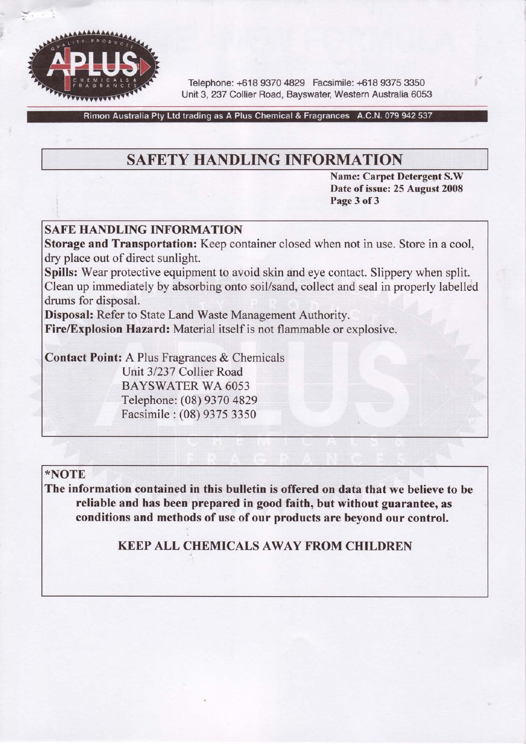Telephone: +618 9370 4829 Facsimile: +618 9375 3350
Unit 3, 237 Collier Road, Bayswater, Western Australia 6053

Rimon Australia Pty Ltd trading as A Plus Chemical & Fragrances A.C.N. 079 942 537

# SAFETY HANDLING INFORMATION

**Name: Carpet Detergent S.W**
**Date of issue: 25 August 2008**
**Page 3 of 3**

## SAFE HANDLING INFORMATION

**Storage and Transportation:** Keep container closed when not in use. Store in a cool, dry place out of direct sunlight.

**Spills:** Wear protective equipment to avoid skin and eye contact. Slippery when split. Clean up immediately by absorbing onto soil/sand, collect and seal in properly labelled drums for disposal.

**Disposal:** Refer to State Land Waste Management Authority.

**Fire/Explosion Hazard:** Material itself is not flammable or explosive.

**Contact Point:** A Plus Fragrances & Chemicals
Unit 3/237 Collier Road
BAYSWATER WA 6053
Telephone: (08) 9370 4829
Facsimile : (08) 9375 3350

## *NOTE

**The information contained in this bulletin is offered on data that we believe to be reliable and has been prepared in good faith, but without guarantee, as conditions and methods of use of our products are beyond our control.**

**KEEP ALL CHEMICALS AWAY FROM CHILDREN**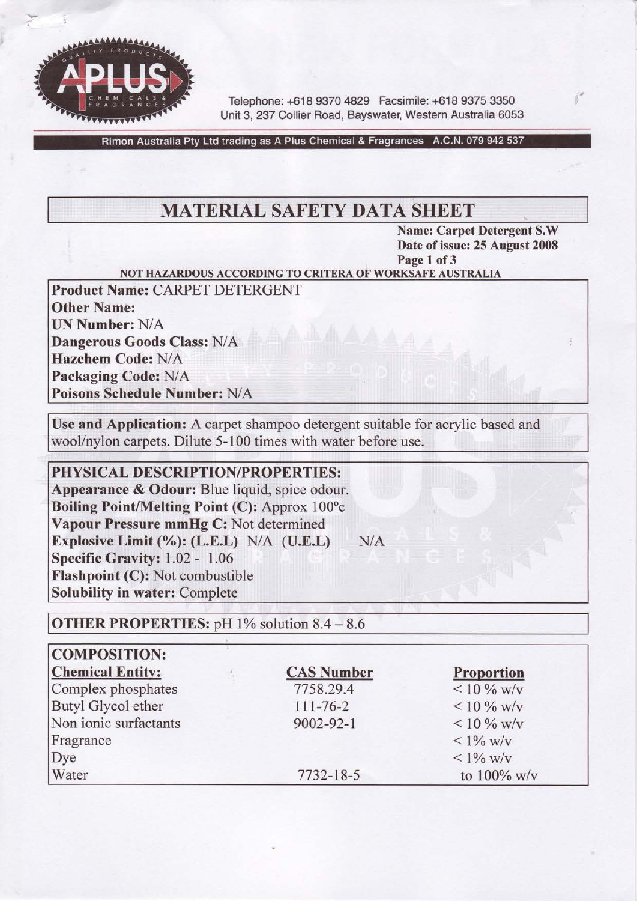Telephone: +618 9370 4829 Facsimile: +618 9375 3350
Unit 3, 237 Collier Road, Bayswater, Western Australia 6053

Rimon Australia Pty Ltd trading as A Plus Chemical & Fragrances A.C.N. 079 942 537

# MATERIAL SAFETY DATA SHEET

**Name: Carpet Detergent S.W**
**Date of issue: 25 August 2008**

**NOT HAZARDOUS ACCORDING TO CRITERA OF WORKSAFE AUSTRALIA**

**Product Name:** CARPET DETERGENT
**Other Name:**
**UN Number:** N/A
**Dangerous Goods Class:** N/A
**Hazchem Code:** N/A
**Packaging Code:** N/A
**Poisons Schedule Number:** N/A

**Use and Application:** A carpet shampoo detergent suitable for acrylic based and wool/nylon carpets. Dilute 5-100 times with water before use.

**PHYSICAL DESCRIPTION/PROPERTIES:**
**Appearance & Odour:** Blue liquid, spice odour.
**Boiling Point/Melting Point (C):** Approx 100°c
**Vapour Pressure mmHg C:** Not determined
**Explosive Limit (%): (L.E.L)** N/A **(U.E.L)** N/A
**Specific Gravity:** 1.02 - 1.06
**Flashpoint (C):** Not combustible
**Solubility in water:** Complete

**OTHER PROPERTIES:** pH 1% solution 8.4 – 8.6

**COMPOSITION:**

| Chemical Entity: | CAS Number | Proportion |
|---|---|---|
| Complex phosphates | 7758.29.4 | < 10 % w/v |
| Butyl Glycol ether | 111-76-2 | < 10 % w/v |
| Non ionic surfactants | 9002-92-1 | < 10 % w/v |
| Fragrance | | < 1% w/v |
| Dye | | < 1% w/v |
| Water | 7732-18-5 | to 100% w/v |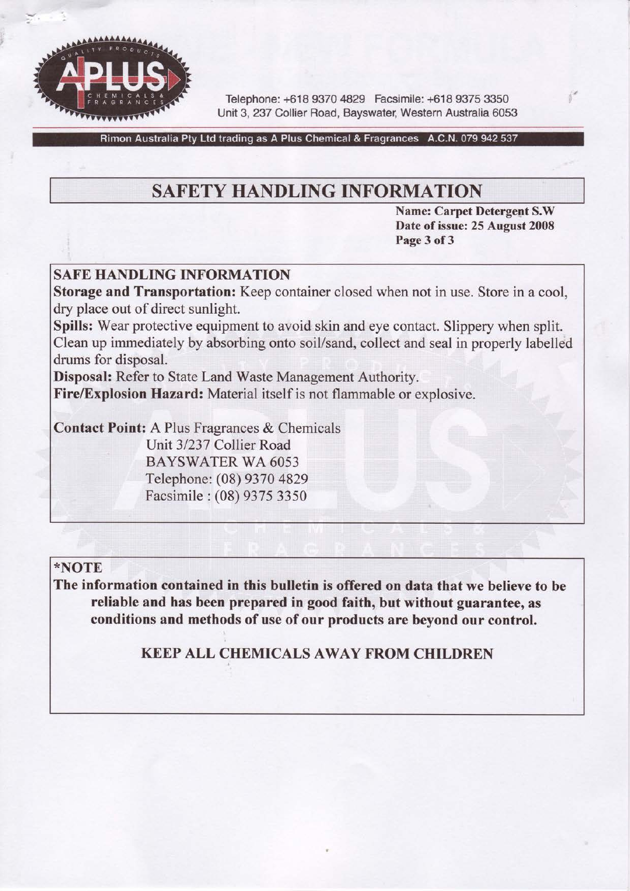Telephone: +618 9370 4829 Facsimile: +618 9375 3350
Unit 3, 237 Collier Road, Bayswater, Western Australia 6053

Rimon Australia Pty Ltd trading as A Plus Chemical & Fragrances A.C.N. 079 942 537

# SAFETY HANDLING INFORMATION

**Name: Carpet Detergent S.W**
**Date of issue: 25 August 2008**

## SAFE HANDLING INFORMATION

**Storage and Transportation:** Keep container closed when not in use. Store in a cool, dry place out of direct sunlight.

**Spills:** Wear protective equipment to avoid skin and eye contact. Slippery when split. Clean up immediately by absorbing onto soil/sand, collect and seal in properly labelled drums for disposal.

**Disposal:** Refer to State Land Waste Management Authority.

**Fire/Explosion Hazard:** Material itself is not flammable or explosive.

**Contact Point:** A Plus Fragrances & Chemicals
Unit 3/237 Collier Road
BAYSWATER WA 6053
Telephone: (08) 9370 4829
Facsimile : (08) 9375 3350

## *NOTE

**The information contained in this bulletin is offered on data that we believe to be reliable and has been prepared in good faith, but without guarantee, as conditions and methods of use of our products are beyond our control.**

**KEEP ALL CHEMICALS AWAY FROM CHILDREN**